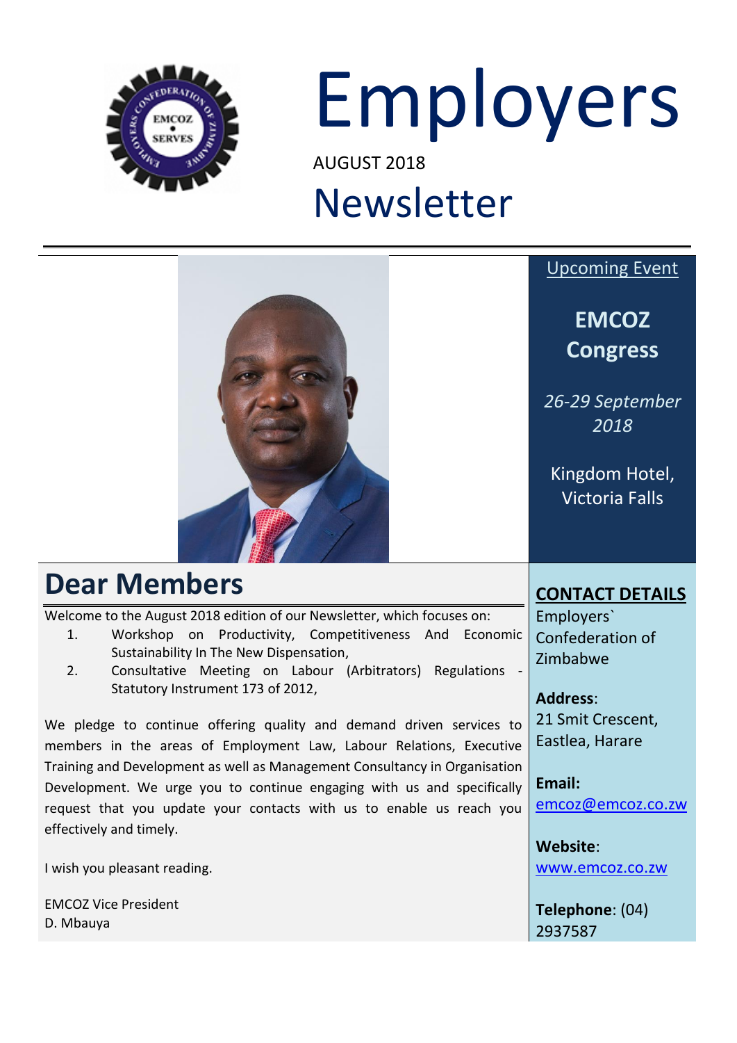# Employers

AUGUST 2018

# Newsletter

## Dear Members

Welcome to the August 2018 edition of our Newsletter, which focuses on:

1. Workshop on Productivity, Competitiveness And Economic Sustainability In The New Dispensation,
2. Consultative Meeting on Labour (Arbitrators) Regulations - Statutory Instrument 173 of 2012,

We pledge to continue offering quality and demand driven services to members in the areas of Employment Law, Labour Relations, Executive Training and Development as well as Management Consultancy in Organisation Development. We urge you to continue engaging with us and specifically request that you update your contacts with us to enable us reach you effectively and timely.

I wish you pleasant reading.

EMCOZ Vice President
D. Mbauya

## Upcoming Event

**EMCOZ Congress**

*26-29 September 2018*

Kingdom Hotel, Victoria Falls

## CONTACT DETAILS

Employers` Confederation of Zimbabwe

**Address**:
21 Smit Crescent, Eastlea, Harare

**Email:**
emcoz@emcoz.co.zw

**Website**:
www.emcoz.co.zw

**Telephone**: (04) 2937587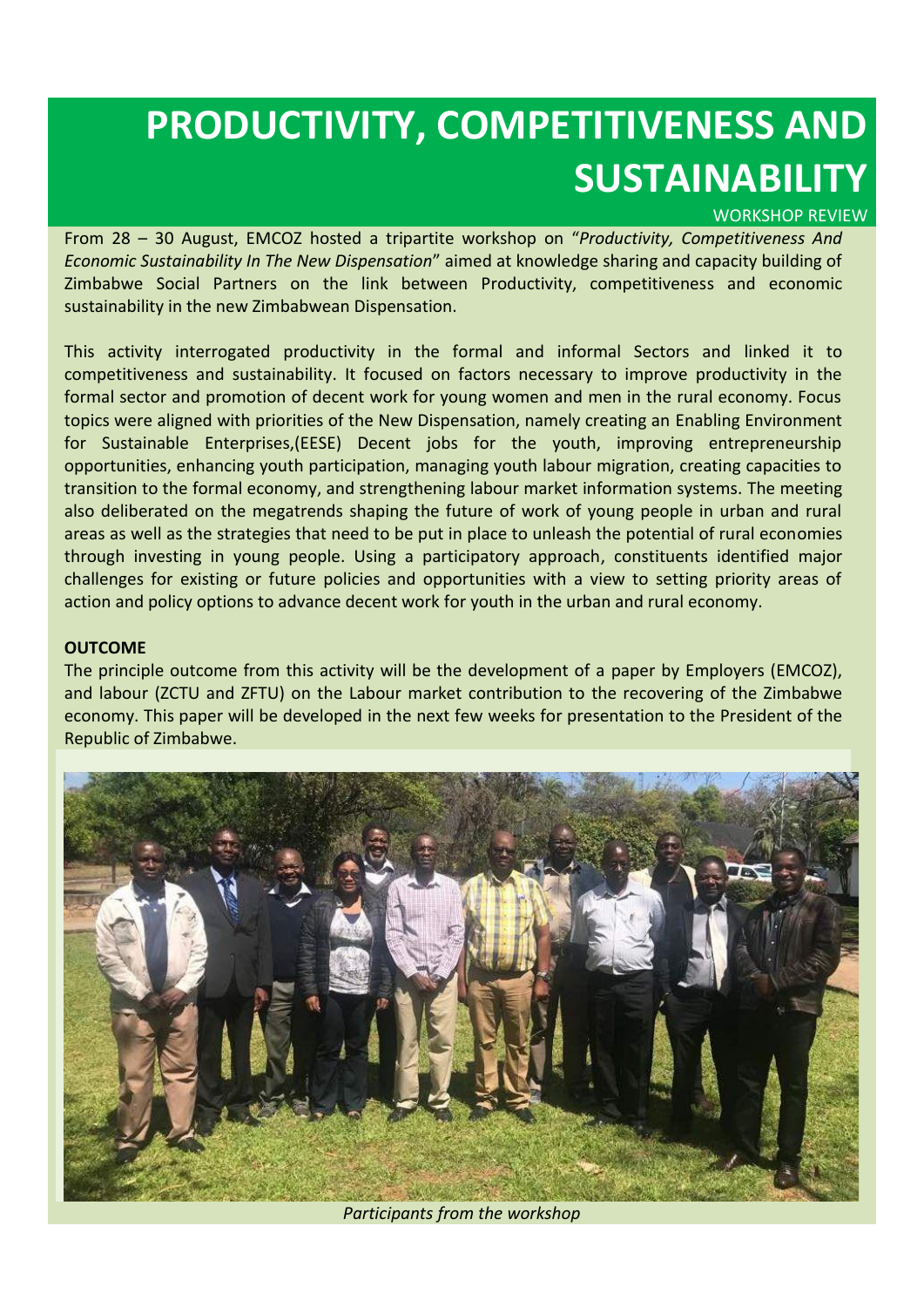# PRODUCTIVITY, COMPETITIVENESS AND SUSTAINABILITY

WORKSHOP REVIEW

From 28 – 30 August, EMCOZ hosted a tripartite workshop on "*Productivity, Competitiveness And Economic Sustainability In The New Dispensation*" aimed at knowledge sharing and capacity building of Zimbabwe Social Partners on the link between Productivity, competitiveness and economic sustainability in the new Zimbabwean Dispensation.

This activity interrogated productivity in the formal and informal Sectors and linked it to competitiveness and sustainability. It focused on factors necessary to improve productivity in the formal sector and promotion of decent work for young women and men in the rural economy. Focus topics were aligned with priorities of the New Dispensation, namely creating an Enabling Environment for Sustainable Enterprises,(EESE) Decent jobs for the youth, improving entrepreneurship opportunities, enhancing youth participation, managing youth labour migration, creating capacities to transition to the formal economy, and strengthening labour market information systems. The meeting also deliberated on the megatrends shaping the future of work of young people in urban and rural areas as well as the strategies that need to be put in place to unleash the potential of rural economies through investing in young people. Using a participatory approach, constituents identified major challenges for existing or future policies and opportunities with a view to setting priority areas of action and policy options to advance decent work for youth in the urban and rural economy.

**OUTCOME**

The principle outcome from this activity will be the development of a paper by Employers (EMCOZ), and labour (ZCTU and ZFTU) on the Labour market contribution to the recovering of the Zimbabwe economy. This paper will be developed in the next few weeks for presentation to the President of the Republic of Zimbabwe.

*Participants from the workshop*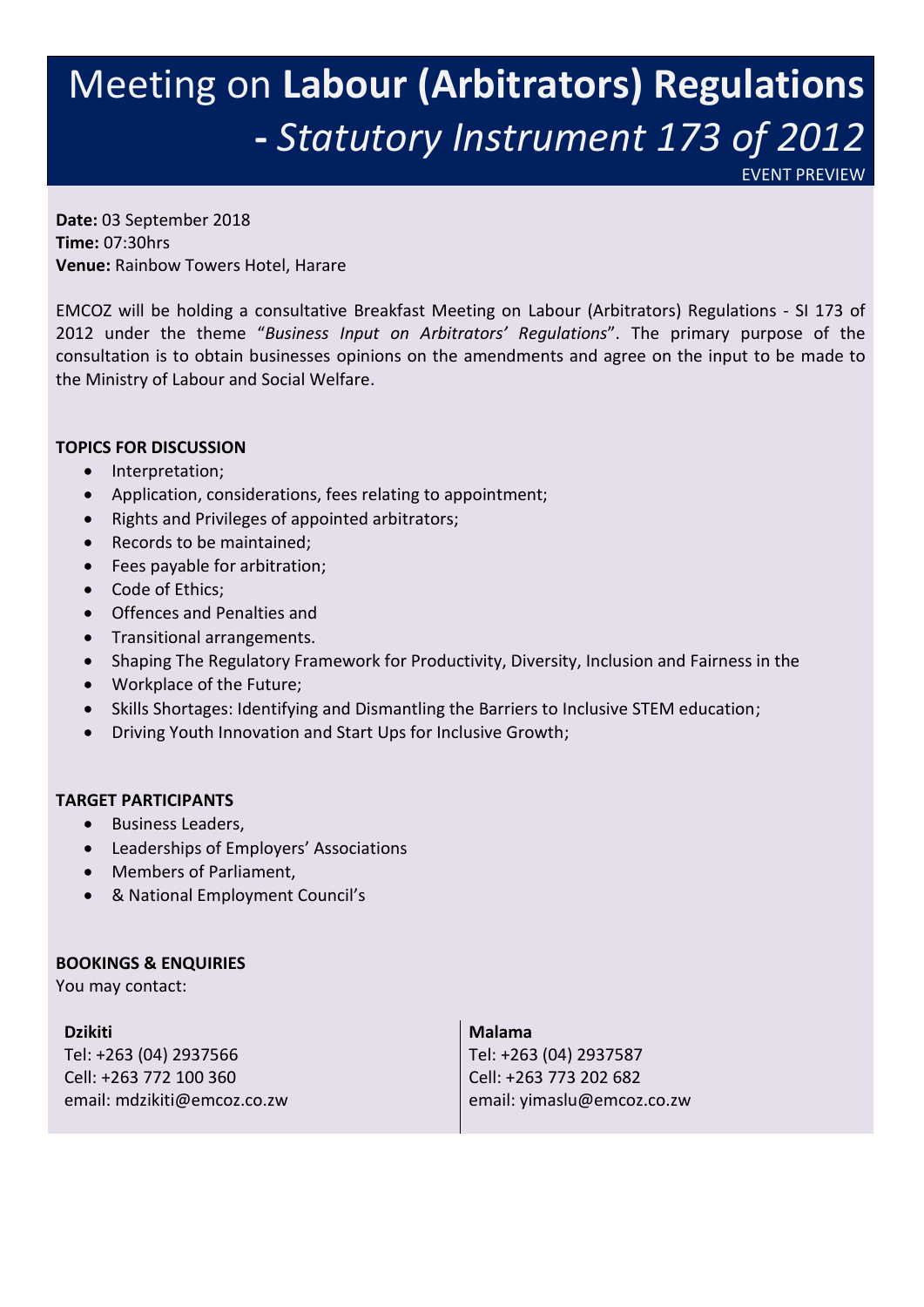# Meeting on **Labour (Arbitrators) Regulations** - *Statutory Instrument 173 of 2012*

EVENT PREVIEW

**Date:** 03 September 2018
**Time:** 07:30hrs
**Venue:** Rainbow Towers Hotel, Harare

EMCOZ will be holding a consultative Breakfast Meeting on Labour (Arbitrators) Regulations - SI 173 of 2012 under the theme "*Business Input on Arbitrators' Regulations*". The primary purpose of the consultation is to obtain businesses opinions on the amendments and agree on the input to be made to the Ministry of Labour and Social Welfare.

**TOPICS FOR DISCUSSION**

- Interpretation;
- Application, considerations, fees relating to appointment;
- Rights and Privileges of appointed arbitrators;
- Records to be maintained;
- Fees payable for arbitration;
- Code of Ethics;
- Offences and Penalties and
- Transitional arrangements.
- Shaping The Regulatory Framework for Productivity, Diversity, Inclusion and Fairness in the
- Workplace of the Future;
- Skills Shortages: Identifying and Dismantling the Barriers to Inclusive STEM education;
- Driving Youth Innovation and Start Ups for Inclusive Growth;

**TARGET PARTICIPANTS**

- Business Leaders,
- Leaderships of Employers' Associations
- Members of Parliament,
- & National Employment Council's

**BOOKINGS & ENQUIRIES**

You may contact:

**Dzikiti**
Tel: +263 (04) 2937566
Cell: +263 772 100 360
email: mdzikiti@emcoz.co.zw

**Malama**
Tel: +263 (04) 2937587
Cell: +263 773 202 682
email: yimaslu@emcoz.co.zw